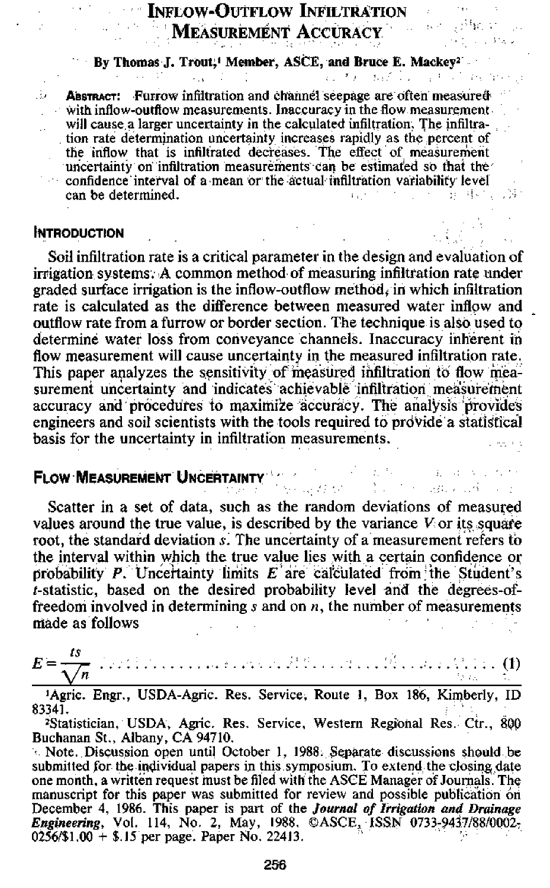# Inflow-Outflow Infiltration Measurement Accuracy

By Thomas J. Trout,[1] Member, ASCE, and Bruce E. Mackey[2]

**Abstract:** Furrow infiltration and channel seepage are often measured with inflow-outflow measurements. Inaccuracy in the flow measurement will cause a larger uncertainty in the calculated infiltration. The infiltration rate determination uncertainty increases rapidly as the percent of the inflow that is infiltrated decreases. The effect of measurement uncertainty on infiltration measurements can be estimated so that the confidence interval of a mean or the actual infiltration variability level can be determined.

## Introduction

Soil infiltration rate is a critical parameter in the design and evaluation of irrigation systems. A common method of measuring infiltration rate under graded surface irrigation is the inflow-outflow method, in which infiltration rate is calculated as the difference between measured water inflow and outflow rate from a furrow or border section. The technique is also used to determine water loss from conveyance channels. Inaccuracy inherent in flow measurement will cause uncertainty in the measured infiltration rate. This paper analyzes the sensitivity of measured infiltration to flow measurement uncertainty and indicates achievable infiltration measurement accuracy and procedures to maximize accuracy. The analysis provides engineers and soil scientists with the tools required to provide a statistical basis for the uncertainty in infiltration measurements.

## Flow Measurement Uncertainty

Scatter in a set of data, such as the random deviations of measured values around the true value, is described by the variance $V$ or its square root, the standard deviation $s$. The uncertainty of a measurement refers to the interval within which the true value lies with a certain confidence or probability $P$. Uncertainty limits $E$ are calculated from the Student's $t$-statistic, based on the desired probability level and the degrees-of-freedom involved in determining $s$ and on $n$, the number of measurements made as follows

$$E = \frac{ts}{\sqrt{n}} \quad (1)$$

[1] Agric. Engr., USDA-Agric. Res. Service, Route 1, Box 186, Kimberly, ID 83341.

[2] Statistician, USDA, Agric. Res. Service, Western Regional Res. Ctr., 800 Buchanan St., Albany, CA 94710.

Note. Discussion open until October 1, 1988. Separate discussions should be submitted for the individual papers in this symposium. To extend the closing date one month, a written request must be filed with the ASCE Manager of Journals. The manuscript for this paper was submitted for review and possible publication on December 4, 1986. This paper is part of the *Journal of Irrigation and Drainage Engineering*, Vol. 114, No. 2, May, 1988. ©ASCE, ISSN 0733-9437/88/0002-0256/$1.00 + $.15 per page. Paper No. 22413.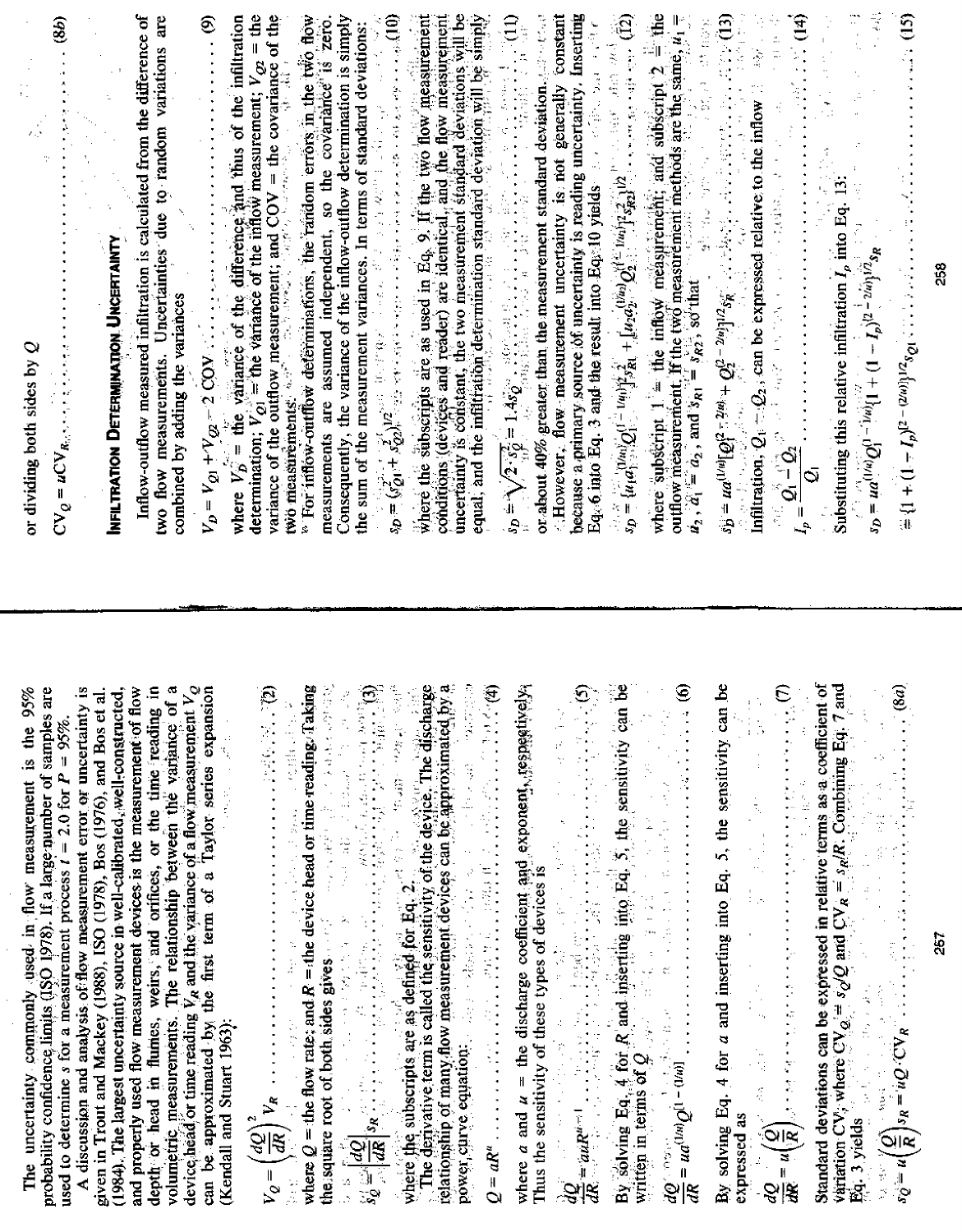The uncertainty commonly used in flow measurement is the 95% probability confidence limits (ISO 1978). If a large number of samples are used to determine $s$ for a measurement process $t = 2.0$ for $P = 95\%$.

A discussion and analysis of flow measurement error or uncertainty is given in Trout and Mackey (1988), ISO (1978), Bos (1976), and Bos et al. (1984). The largest uncertainty source in well-calibrated, well-constructed, and properly used flow measurement devices is the measurement of flow depth or head in flumes, weirs, and orifices, or the time reading in volumetric measurements. The relationship between the variance of a device head or time reading $V_R$ and the variance of a flow measurement $V_Q$ can be approximated by the first term of a Taylor series expansion (Kendall and Stuart 1963):

$$V_Q = \left(\frac{dQ}{dR}\right)^2 V_R \quad (2)$$

where $Q$ = the flow rate; and $R$ = the device head or time reading. Taking the square root of both sides gives

$$s_Q = \left|\frac{dQ}{dR}\right| s_R \quad (3)$$

where the subscripts are as defined for Eq. 2.

The derivative term is called the sensitivity of the device. The discharge relationship of many flow measurement devices can be approximated by a power curve equation:

$$Q = aR^u \quad (4)$$

where $a$ and $u$ = the discharge coefficient and exponent, respectively. Thus the sensitivity of these types of devices is

$$\frac{dQ}{dR} = auR^{u-1} \quad (5)$$

By solving Eq. 4 for $R$ and inserting into Eq. 5, the sensitivity can be written in terms of $Q$

$$\frac{dQ}{dR} = ua^{(1/u)}Q^{[1-(1/u)]} \quad (6)$$

By solving Eq. 4 for $a$ and inserting into Eq. 5, the sensitivity can be expressed as

$$\frac{dQ}{dR} = u\left(\frac{Q}{R}\right) \quad (7)$$

Standard deviations can be expressed in relative terms as a coefficient of variation CV, where $CV_Q = s_Q/Q$ and $CV_R = s_R/R$. Combining Eq. 7 and Eq. 3 yields

$$s_Q = u\left(\frac{Q}{R}\right)s_R = uQ \cdot CV_R \quad (8a)$$

or dividing both sides by $Q$

$$CV_Q = uCV_R \quad (8b)$$

## Infiltration Determination Uncertainty

Inflow-outflow measured infiltration is calculated from the difference of two flow measurements. Uncertainties due to random variations are combined by adding the variances

$$V_D = V_{Q1} + V_{Q2} - 2\,\mathrm{COV} \quad (9)$$

where $V_D$ = the variance of the difference and thus of the infiltration determination; $V_{Q1}$ = the variance of the inflow measurement; $V_{Q2}$ = the variance of the outflow measurement; and COV = the covariance of the two measurements.

For inflow-outflow determinations, the random errors in the two flow measurements are assumed independent, so the covariance is zero. Consequently, the variance of the inflow-outflow determination is simply the sum of the measurement variances. In terms of standard deviations:

$$s_D = (s_{Q1}^2 + s_{Q2}^2)^{1/2} \quad (10)$$

where the subscripts are as used in Eq. 9. If the two flow measurement conditions (devices and reader) are identical, and the flow measurement uncertainty is constant, the two measurement standard deviations will be equal, and the infiltration determination standard deviation will be simply

$$s_D = \sqrt{2} \cdot s_Q = 1.4s_Q \quad (11)$$

or about 40% greater than the measurement standard deviation.

However, flow measurement uncertainty is not generally constant because a primary source of uncertainty is reading uncertainty. Inserting Eq. 6 into Eq. 3 and the result into Eq. 10 yields

$$s_D = \{[u_1 a_1^{(1/u_1)} Q_1^{(1-1/u_1)}]^2 s_{R1}^2 + [u_2 a_2^{(1/u_2)} Q_2^{(1-1/u_2)}]^2 s_{R2}^2\}^{1/2} \quad (12)$$

where subscript 1 = the inflow measurement; and subscript 2 = the outflow measurement. If the two measurement methods are the same, $u_1 = u_2$, $a_1 = a_2$, and $s_{R1} = s_{R2}$, so that

$$s_D = ua^{(1/u)}[Q_1^{(2-2/u)} + Q_2^{(2-2/u)}]^{1/2} s_R \quad (13)$$

Infiltration, $Q_1 - Q_2$, can be expressed relative to the inflow

$$I_p = \frac{Q_1 - Q_2}{Q_1} \quad (14)$$

Substituting this relative infiltration $I_p$ into Eq. 13:

$$s_D = ua^{(1/u)}Q_1^{(1-1/u)}[1 + (1 - I_p)^{(2-2/u)}]^{1/2} s_R$$

$$= \{1 + (1 - I_p)^{[2-(2/u)]}\}^{1/2} s_{Q1} \quad (15)$$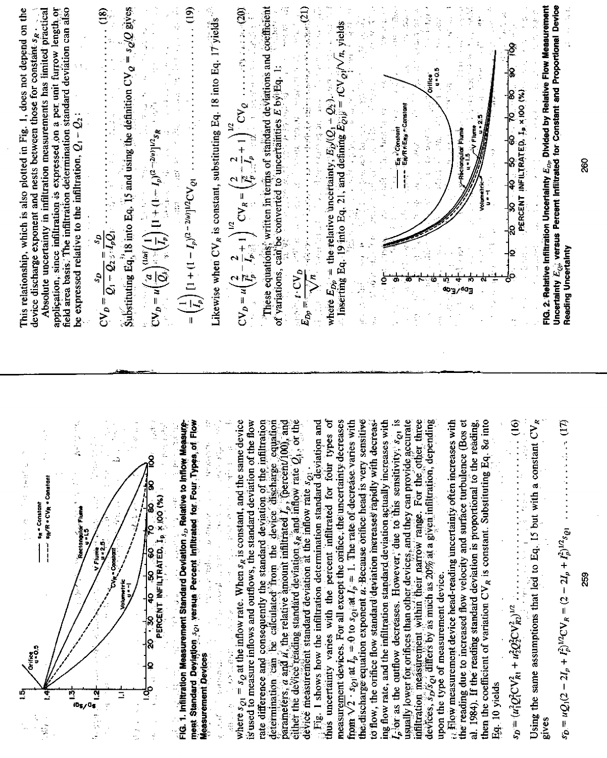FIG. 1. Infiltration Measurement Standard Deviation $s_D$, Relative to Inflow Measurement Standard Deviation $s_{Q1}$ versus Percent Infiltrated for Four Types of Flow Measurement Devices

where $s_{Q1} = s_Q$ at the inflow rate. When $s_R$ is constant, and the same device is used to measure inflows and outflows, the standard deviation of the flow rate difference and consequently the standard deviation of the infiltration determination can be calculated from the device discharge equation parameters, $a$ and $u$, the relative amount infiltrated $I_p$ (percent/100), and either the device reading standard deviation $s_R$ and inflow rate $Q_1$, or the device measurement standard deviation at the inflow rate $s_{Q1}$.

Fig. 1 shows how the infiltration determination standard deviation and thus uncertainty varies with the percent infiltrated for four types of measurement devices. For all except the orifice, the uncertainty decreases from $\sqrt{2} \cdot s_{Q1}$ at $I_p = 0$ to $s_{Q1}$ at $I_p = 1$. The rate of decrease varies with the discharge equation exponent $u$. Because orifice head is very sensitive to flow, the orifice flow standard deviation increases rapidly with decreasing flow rate, and the infiltration standard deviation actually increases with $I_p$ or as the outflow decreases. However, due to this sensitivity, $s_{Q1}$ is usually lower for orifices than other devices, and they can provide accurate infiltration measurement within their narrow range. For the other three devices, $s_D/s_{Q1}$ differs by as much as 20% at a given infiltration, depending upon the type of measurement device.

Flow measurement device head-reading uncertainty often increases with the reading due to increased flow velocity and surface turbulence (Bos et al. 1984). If the reading standard deviation is proportional to the reading, then the coefficient of variation $CV_R$ is constant. Substituting Eq. 8$a$ into Eq. 10 yields

$$s_D = (u^2 Q_1^2 CV_{R1}^2 + u^2 Q_2^2 CV_{R2}^2)^{1/2} \quad \text{(16)}$$

Using the same assumptions that led to Eq. 15 but with a constant $CV_R$ gives

$$s_D = u Q_1 (2 - 2I_p + I_p^2)^{1/2} CV_R = (2 - 2I_p + I_p^2)^{1/2} s_{Q1} \quad \text{(17)}$$

This relationship, which is also plotted in Fig. 1, does not depend on the device discharge exponent and nests between those for constant $s_R$.

Absolute uncertainty in infiltration measurement has limited practical application, since infiltration is expressed on a per unit furrow length or field area basis. The infiltration determination standard deviation can also be expressed relative to the infiltration, $Q_1 - Q_2$:

$$CV_D = \frac{s_D}{Q_1 - Q_2} = \frac{s_D}{I_p Q_1} \quad \text{(18)}$$

Substituting Eq. 18 into Eq. 15 and using the definition $CV_Q = s_Q/Q$ gives

$$CV_D = u \left( \frac{a}{Q_1} \right)^{(1/u)} \left( \frac{1}{I_p} \right) [1 + (1 - I_p)^{(2-2/u)}]^{1/2} s_R$$

$$= \left( \frac{1}{I_p} \right) [1 + (1 - I_p)^{(2-2/u)}]^{1/2} CV_{Q1} \quad \text{(19)}$$

Likewise when $CV_R$ is constant, substituting Eq. 18 into Eq. 17 yields

$$CV_D = u \left( \frac{2}{I_p^2} - \frac{2}{I_p} + 1 \right)^{1/2} CV_R = \left( \frac{2}{I_p^2} - \frac{2}{I_p} + 1 \right)^{1/2} CV_Q \quad \text{(20)}$$

These equations, written in terms of standard deviations and coefficient of variations, can be converted to uncertainties $E$ by Eq. 1:

$$E_{Dp} = \frac{t \cdot CV_D}{\sqrt{n}} \quad \text{(21)}$$

where $E_{Dp}$ = the relative uncertainty, $E_D/(Q_1 - Q_2)$.

Inserting Eq. 19 into Eq. 21, and defining $E_{Q1p} = t CV_{Q1}/\sqrt{n}$, yields

FIG. 2. Relative Infiltration Uncertainty $E_{Dp}$ Divided by Relative Flow Measurement Uncertainty $E_{Qp}$ versus Percent Infiltrated for Constant and Proportional Device Reading Uncertainty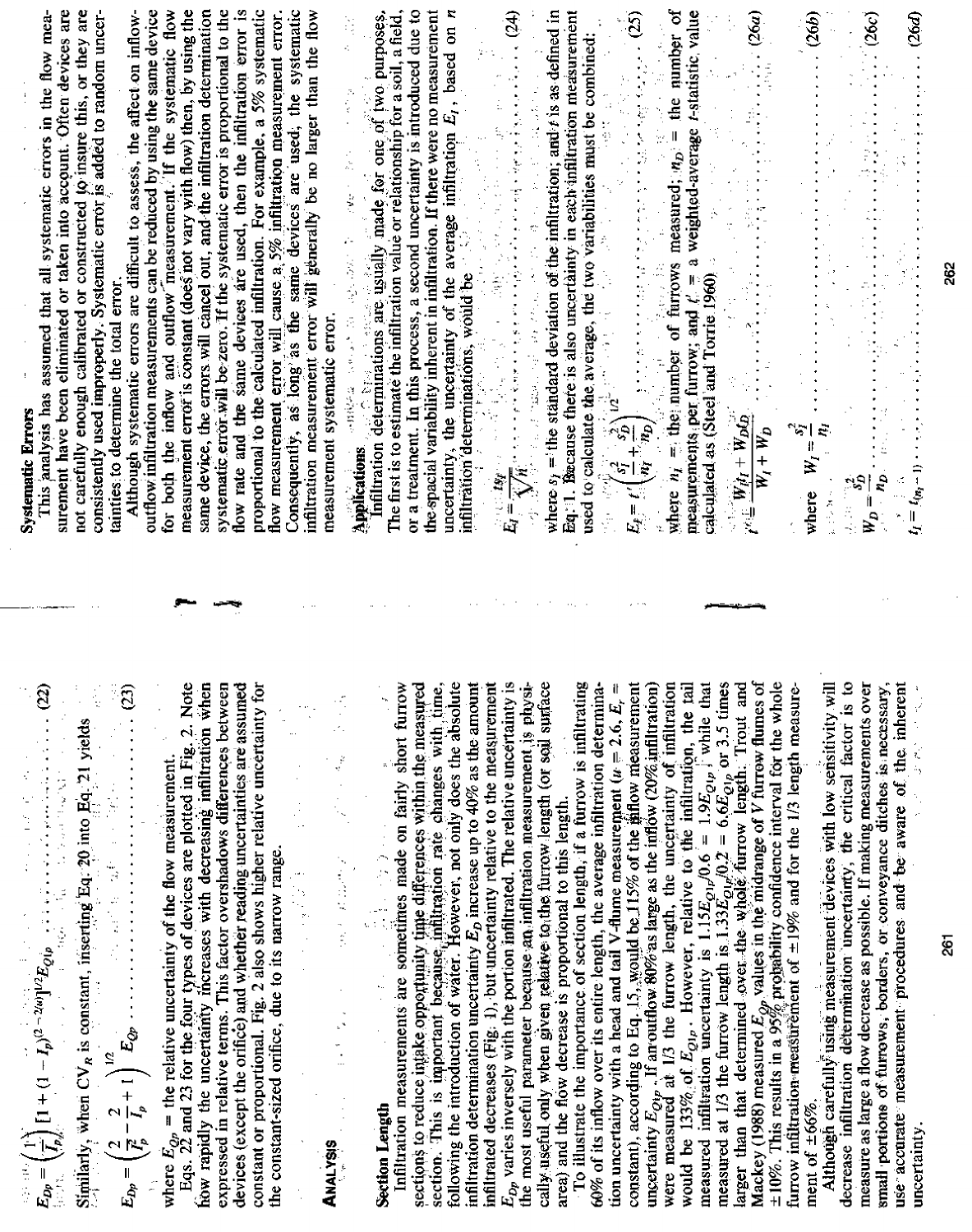$$E_{Dp} = \left(\frac{1}{I_p}\right)[1 + (1 - I_p)^{(2-2/a)}]^{1/2} E_{Qlp} \quad \ldots\ldots \quad (22)$$

Similarly, when $CV_R$ is constant, inserting Eq. 20 into Eq. 21 yields

$$E_{Dp} = \left(\frac{2}{I_p^2} - \frac{2}{I_p} + 1\right)^{1/2} E_{Qp} \quad \ldots\ldots \quad (23)$$

where $E_{Qp}$ = the relative uncertainty of the flow measurement.

Eqs. 22 and 23 for the four types of devices are plotted in Fig. 2. Note how rapidly the uncertainty increases with decreasing infiltration when expressed in relative terms. This factor overshadows differences between devices (except the orifice) and whether reading uncertainties are assumed constant or proportional. Fig. 2 also shows higher relative uncertainty for the constant-sized orifice, due to its narrow range.

## Analysis

### Section Length

Infiltration measurements are sometimes made on fairly short furrow sections to reduce intake opportunity time differences within the measured section. This is important because infiltration rate changes with time, following the introduction of water. However, not only does the absolute infiltration determination uncertainty $E_D$ increase up to 40% as the amount infiltrated decreases (Fig. 1), but uncertainty relative to the measurement $E_{Dp}$ varies inversely with the portion infiltrated. The relative uncertainty is the most useful parameter because an infiltration measurement is physically useful only when given relative to the furrow length (or soil surface area) and the flow decrease is proportional to this length.

To illustrate the importance of section length, if a furrow is infiltrating 60% of its inflow over its entire length, the average infiltration determination uncertainty with a head and tail V-flume measurement ($u = 2.6$, $E_r$ = constant), according to Eq. 15, would be 115% of the inflow measurement uncertainty $E_{Qlp}$. If an outflow 80% as large as the inflow (20% infiltration) were measured at 1/3 the furrow length, the uncertainty of infiltration would be 133% of $E_{Qlp}$. However, relative to the infiltration, the tail measured infiltration uncertainty is $1.15E_{Qlp}/0.6 = 1.9E_{Qlp}$; while that measured at 1/3 the furrow length is $1.33E_{Qlp}/0.2 = 6.6E_{Qlp}$ or 3.5 times larger than that determined over the whole furrow length. Trout and Mackey (1988) measured $E_{Qp}$ values in the midrange of V furrow flumes of ±10%. This results in a 95% probability confidence interval for the whole furrow infiltration measurement of ±19% and for the 1/3 length measurement of ±66%.

Although carefully using measurement devices with low sensitivity will decrease infiltration determination uncertainty, the critical factor is to measure as large a flow decrease as possible. If making measurements over small portions of furrows, borders, or conveyance ditches is necessary, use accurate measurement procedures and be aware of the inherent uncertainty.

### Systematic Errors

This analysis has assumed that all systematic errors in the flow measurement have been eliminated or taken into account. Often devices are not carefully enough calibrated or constructed to insure this, or they are consistently used improperly. Systematic error is added to random uncertainties to determine the total error.

Although systematic errors are difficult to assess, the affect on inflow-outflow infiltration measurements can be reduced by using the same device for both the inflow and outflow measurement. If the systematic flow measurement error is constant (does not vary with flow) then, by using the same device, the errors will cancel out, and the infiltration determination systematic error will be zero. If the systematic error is proportional to the flow rate and the same devices are used, then the infiltration error is proportional to the calculated infiltration. For example, a 5% systematic flow measurement error will cause a 5% infiltration measurement error. Consequently, as long as the same devices are used, the systematic infiltration measurement error will generally be no larger than the flow measurement systematic error.

### Applications

Infiltration determinations are usually made for one of two purposes. The first is to estimate the infiltration value or relationship for a soil, a field, or a treatment. In this process, a second uncertainty is introduced due to the spacial variability inherent in infiltration. If there were no measurement uncertainty, the uncertainty of the average infiltration $E_I$, based on $n$ infiltration determinations, would be

$$E_I = \frac{t s_I}{\sqrt{n}} \quad \ldots\ldots \quad (24)$$

where $s_I$ = the standard deviation of the infiltration; and $t$ is as defined in Eq. 1. Because there is also uncertainty in each infiltration measurement used to calculate the average, the two variabilities must be combined:

$$E_I = t'\left(\frac{s_I^2}{n_I} + \frac{s_D^2}{n_D}\right)^{1/2} \quad \ldots\ldots \quad (25)$$

where $n_I$ = the number of furrows measured; $n_D$ = the number of measurements per furrow; and $t'$ = a weighted-average $t$-statistic value calculated as (Steel and Torrie 1960)

$$t' = \frac{W_I t_I + W_D t_D}{W_I + W_D} \quad \ldots\ldots \quad (26a)$$

where $W_I = \dfrac{s_I^2}{n_I}$ $\ldots\ldots$ (26b)

$$W_D = \frac{s_D^2}{n_D} \quad \ldots\ldots \quad (26c)$$

$$t_I = t_{(n_I - 1)} \quad \ldots\ldots \quad (26d)$$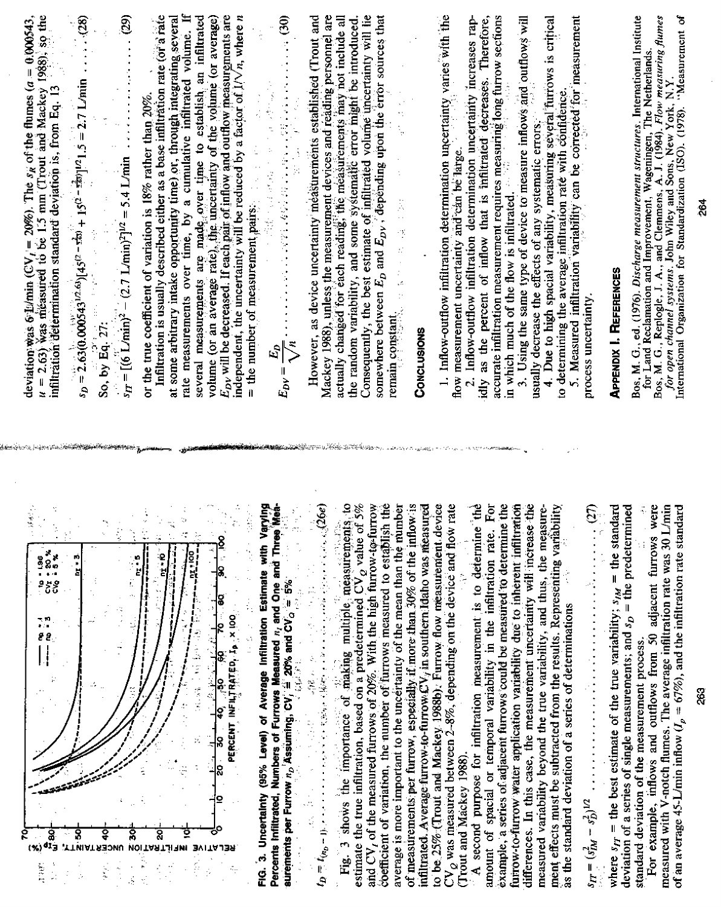FIG. 3. Uncertainty (95% Level) of Average Infiltration Estimate with Varying Percents Infiltrated, Numbers of Furrows Measured $n_I$ and One and Three Measurements per Furrow $n_D$ Assuming, $CV_I = 20\%$ and $CV_Q = 5\%$

$$t_D = t_{(n_D - 1)} \qquad (26e)$$

Fig. 3 shows the importance of making multiple measurements to estimate the true infiltration, based on a predetermined $CV_Q$ value of 5% and $CV_I$ of the measured furrows of 20%. With the high furrow-to-furrow coefficient of variation, the number of furrows measured to establish the average is more important to the uncertainty of the mean than the number of measurements per furrow, especially if more than 30% of the inflow is infiltrated. Average furrow-to-furrow $CV_I$ in southern Idaho was measured to be 25% (Trout and Mackey 1988b). Furrow flow measurement device $CV_Q$ was measured between 2–8%, depending on the device and flow rate (Trout and Mackey 1988).

A second purpose for infiltration measurement is to determine the amount of spacial or temporal variability in the infiltration rate. For example, a series of adjacent furrows could be measured to determine the furrow-to-furrow water application variability due to inherent infiltration differences. In this case, the measurement uncertainty will increase the measured variability beyond the true variability, and thus, the measurement effects must be subtracted from the results. Representing variability as the standard deviation of a series of determinations

$$s_{IT} = (s_{IM}^2 - s_D^2)^{1/2} \qquad (27)$$

where $s_{IT}$ = the best estimate of the true variability; $s_{IM}$ = the standard deviation of a series of single measurements; and $s_D$ = the predetermined standard deviation of the measurement process.

For example, inflows and outflows from 50 adjacent furrows were measured with V-notch flumes. The average infiltration rate was 30 L/min of an average 45-L/min inflow ($I_p$ = 67%), and the infiltration rate standard deviation was 6 L/min ($CV_I$ = 20%). The $s_R$ of the flumes ($a$ = 0.000543, $u$ = 2.63) was measured to be 1.5 mm (Trout and Mackey 1988), so the infiltration determination standard deviation is, from Eq. 13

$$s_D = 2.63(0.000543^{1/2.63})[45^{(2-\frac{2}{2.63})} + 15^{(2-\frac{2}{2.63})}]^{1/2} 1.5 = 2.7 \text{ L/min} \qquad (28)$$

So, by Eq. 27:

$$s_{IT} = [(6 \text{ L/min})^2 - (2.7 \text{ L/min})^2]^{1/2} = 5.4 \text{ L/min} \qquad (29)$$

or the true coefficient of variation is 18% rather than 20%.

Infiltration is usually described either as a base infiltration rate (or a rate at some arbitrary intake opportunity time) or, through integrating several rate measurements over time, by a cumulative infiltrated volume. If several measurements are made over time to establish an infiltrated volume (or an average rate), the uncertainty of the volume (or average) $E_{DV}$ will be decreased. If each pair of inflow and outflow measurements are independent, the uncertainty will be reduced by a factor of $1/\sqrt{n}$, where $n$ = the number of measurement pairs:

$$E_{DV} = \frac{E_D}{\sqrt{n}} \qquad (30)$$

However, as device uncertainty measurements established (Trout and Mackey 1988), unless the measurement devices and reading personnel are actually changed for each reading, the measurements may not include all the random variability, and some systematic error might be introduced. Consequently, the best estimate of infiltrated volume uncertainty will lie somewhere between $E_D$ and $E_{DV}$, depending upon the error sources that remain constant.

## Conclusions

1. Inflow-outflow infiltration determination uncertainty varies with the flow measurement uncertainty and can be large.
2. Inflow-outflow infiltration determination uncertainty increases rapidly as the percent of inflow that is infiltrated decreases. Therefore, accurate infiltration measurement requires measuring long furrow sections in which much of the flow is infiltrated.
3. Using the same type of device to measure inflows and outflows will usually decrease the effects of any systematic errors.
4. Due to high spacial variability, measuring several furrows is critical to determining the average infiltration rate with confidence.
5. Measured infiltration variability can be corrected for measurement process uncertainty.

## Appendix I. References

Bos, M. G., ed. (1976). *Discharge measurement structures.* International Institute for Land Reclamation and Improvement, Wageningen, The Netherlands.

Bos, M. G., Replogle, J. A., and Clemmens, A. J. (1984). *Flow measuring flumes for open channel systems.* John Wiley and Sons, New York, N.Y.

International Organization for Standardization (ISO). (1978). "Measurement of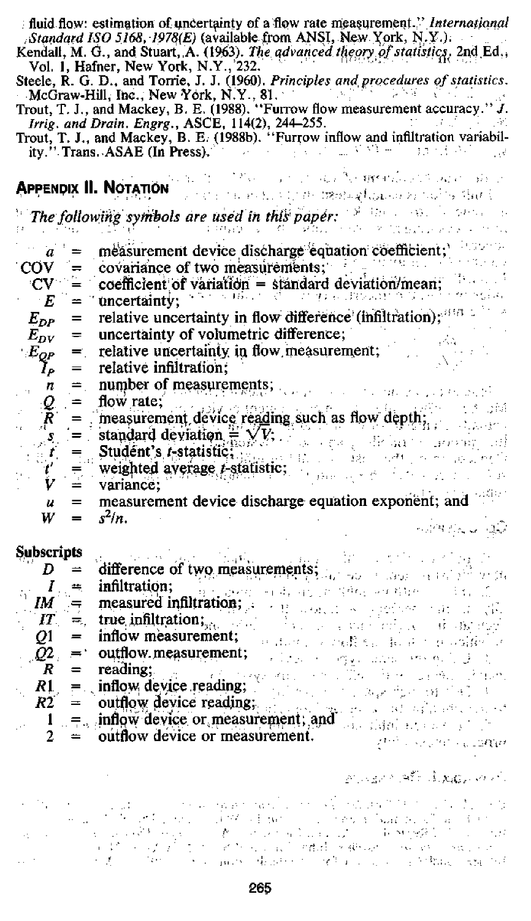fluid flow: estimation of uncertainty of a flow rate measurement." *International Standard ISO 5168, 1978(E)* (available from ANSI, New York, N.Y.).

Kendall, M. G., and Stuart, A. (1963). *The advanced theory of statistics*, 2nd Ed., Vol. 1, Hafner, New York, N.Y., 232.

Steele, R. G. D., and Torrie, J. J. (1960). *Principles and procedures of statistics*. McGraw-Hill, Inc., New York, N.Y., 81.

Trout, T. J., and Mackey, B. E. (1988). "Furrow flow measurement accuracy." *J. Irrig. and Drain. Engrg.*, ASCE, 114(2), 244–255.

Trout, T. J., and Mackey, B. E. (1988b). "Furrow inflow and infiltration variability." Trans. ASAE (In Press).

## Appendix II. Notation

*The following symbols are used in this paper:*

- $a$ = measurement device discharge equation coefficient;
- COV = covariance of two measurements;
- CV = coefficient of variation = standard deviation/mean;
- $E$ = uncertainty;
- $E_{DP}$ = relative uncertainty in flow difference (infiltration);
- $E_{DV}$ = uncertainty of volumetric difference;
- $E_{QP}$ = relative uncertainty in flow measurement;
- $I_P$ = relative infiltration;
- $n$ = number of measurements;
- $Q$ = flow rate;
- $R$ = measurement device reading such as flow depth;
- $s$ = standard deviation = $\sqrt{V}$;
- $t$ = Student's $t$-statistic;
- $t'$ = weighted average $t$-statistic;
- $V$ = variance;
- $u$ = measurement device discharge equation exponent; and
- $W$ = $s^2/n$.

### Subscripts

- $D$ = difference of two measurements;
- $I$ = infiltration;
- $IM$ = measured infiltration;
- $IT$ = true infiltration;
- $Q1$ = inflow measurement;
- $Q2$ = outflow measurement;
- $R$ = reading;
- $R1$ = inflow device reading;
- $R2$ = outflow device reading;
- 1 = inflow device or measurement; and
- 2 = outflow device or measurement.